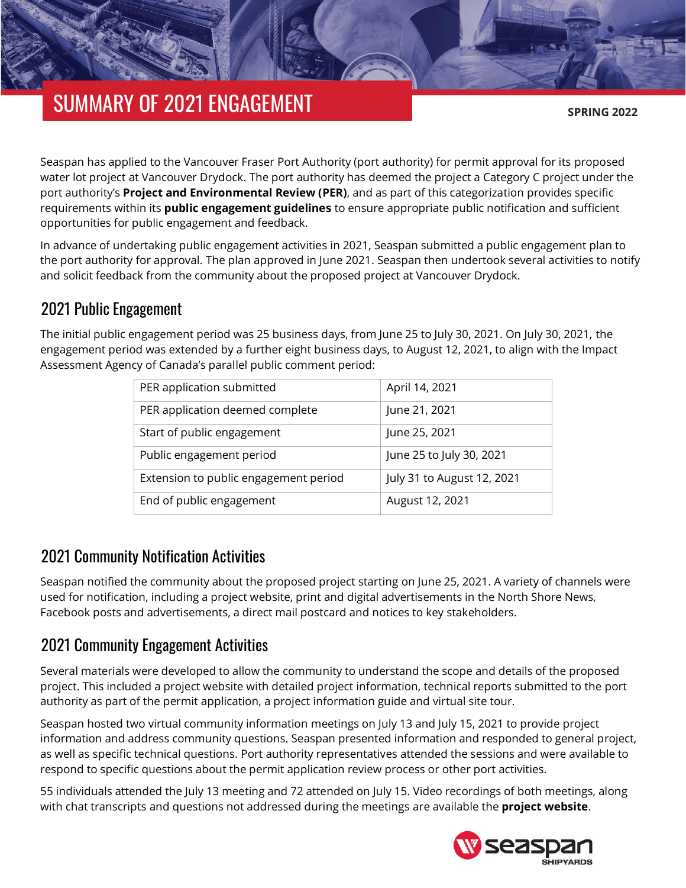# SUMMARY OF 2021 ENGAGEMENT

**SPRING 2022**

Seaspan has applied to the Vancouver Fraser Port Authority (port authority) for permit approval for its proposed water lot project at Vancouver Drydock. The port authority has deemed the project a Category C project under the port authority's **Project and Environmental Review (PER)**, and as part of this categorization provides specific requirements within its **public engagement guidelines** to ensure appropriate public notification and sufficient opportunities for public engagement and feedback.

In advance of undertaking public engagement activities in 2021, Seaspan submitted a public engagement plan to the port authority for approval. The plan approved in June 2021. Seaspan then undertook several activities to notify and solicit feedback from the community about the proposed project at Vancouver Drydock.

## 2021 Public Engagement

The initial public engagement period was 25 business days, from June 25 to July 30, 2021. On July 30, 2021, the engagement period was extended by a further eight business days, to August 12, 2021, to align with the Impact Assessment Agency of Canada's parallel public comment period:

| | |
|---|---|
| PER application submitted | April 14, 2021 |
| PER application deemed complete | June 21, 2021 |
| Start of public engagement | June 25, 2021 |
| Public engagement period | June 25 to July 30, 2021 |
| Extension to public engagement period | July 31 to August 12, 2021 |
| End of public engagement | August 12, 2021 |

## 2021 Community Notification Activities

Seaspan notified the community about the proposed project starting on June 25, 2021. A variety of channels were used for notification, including a project website, print and digital advertisements in the North Shore News, Facebook posts and advertisements, a direct mail postcard and notices to key stakeholders.

## 2021 Community Engagement Activities

Several materials were developed to allow the community to understand the scope and details of the proposed project. This included a project website with detailed project information, technical reports submitted to the port authority as part of the permit application, a project information guide and virtual site tour.

Seaspan hosted two virtual community information meetings on July 13 and July 15, 2021 to provide project information and address community questions. Seaspan presented information and responded to general project, as well as specific technical questions. Port authority representatives attended the sessions and were available to respond to specific questions about the permit application review process or other port activities.

55 individuals attended the July 13 meeting and 72 attended on July 15. Video recordings of both meetings, along with chat transcripts and questions not addressed during the meetings are available the **project website**.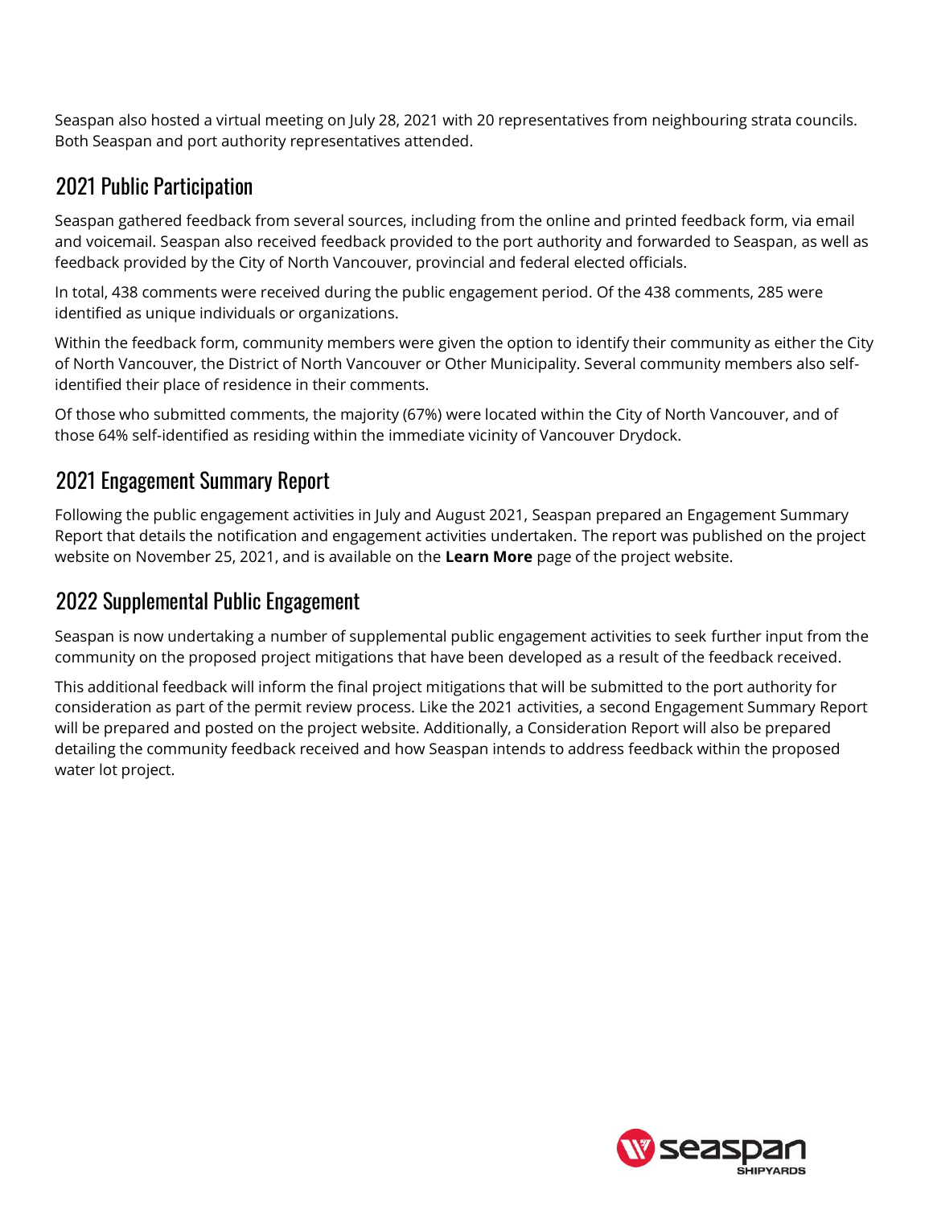Seaspan also hosted a virtual meeting on July 28, 2021 with 20 representatives from neighbouring strata councils. Both Seaspan and port authority representatives attended.

## 2021 Public Participation

Seaspan gathered feedback from several sources, including from the online and printed feedback form, via email and voicemail. Seaspan also received feedback provided to the port authority and forwarded to Seaspan, as well as feedback provided by the City of North Vancouver, provincial and federal elected officials.

In total, 438 comments were received during the public engagement period. Of the 438 comments, 285 were identified as unique individuals or organizations.

Within the feedback form, community members were given the option to identify their community as either the City of North Vancouver, the District of North Vancouver or Other Municipality. Several community members also self-identified their place of residence in their comments.

Of those who submitted comments, the majority (67%) were located within the City of North Vancouver, and of those 64% self-identified as residing within the immediate vicinity of Vancouver Drydock.

## 2021 Engagement Summary Report

Following the public engagement activities in July and August 2021, Seaspan prepared an Engagement Summary Report that details the notification and engagement activities undertaken. The report was published on the project website on November 25, 2021, and is available on the **Learn More** page of the project website.

## 2022 Supplemental Public Engagement

Seaspan is now undertaking a number of supplemental public engagement activities to seek further input from the community on the proposed project mitigations that have been developed as a result of the feedback received.

This additional feedback will inform the final project mitigations that will be submitted to the port authority for consideration as part of the permit review process. Like the 2021 activities, a second Engagement Summary Report will be prepared and posted on the project website. Additionally, a Consideration Report will also be prepared detailing the community feedback received and how Seaspan intends to address feedback within the proposed water lot project.